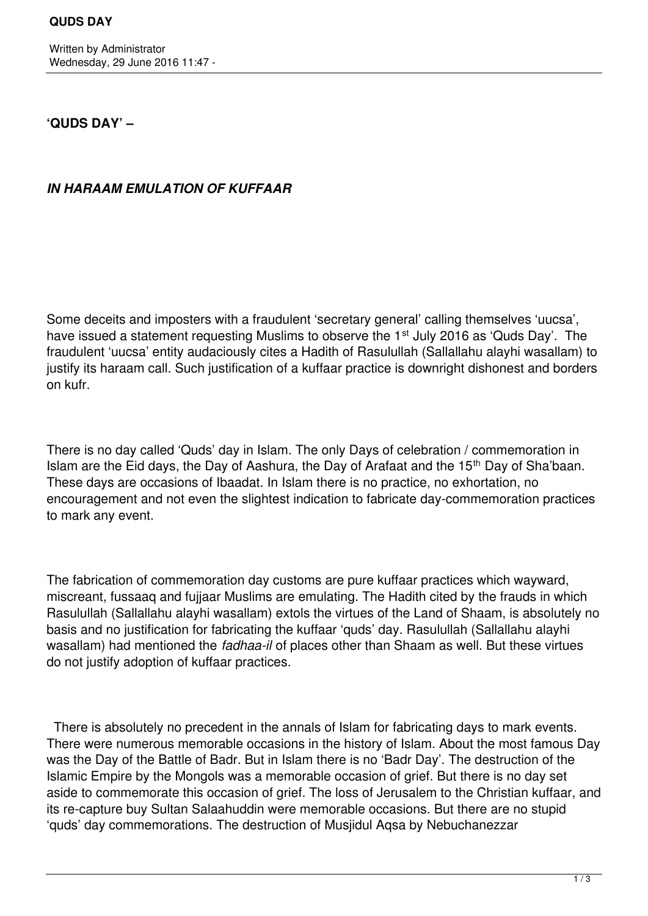**'QUDS DAY' –**

***IN HARAAM EMULATION OF KUFFAAR***

Some deceits and imposters with a fraudulent 'secretary general' calling themselves 'uucsa', have issued a statement requesting Muslims to observe the 1st July 2016 as 'Quds Day'. The fraudulent 'uucsa' entity audaciously cites a Hadith of Rasulullah (Sallallahu alayhi wasallam) to justify its haraam call. Such justification of a kuffaar practice is downright dishonest and borders on kufr.

There is no day called 'Quds' day in Islam. The only Days of celebration / commemoration in Islam are the Eid days, the Day of Aashura, the Day of Arafaat and the 15th Day of Sha'baan. These days are occasions of Ibaadat. In Islam there is no practice, no exhortation, no encouragement and not even the slightest indication to fabricate day-commemoration practices to mark any event.

The fabrication of commemoration day customs are pure kuffaar practices which wayward, miscreant, fussaaq and fujjaar Muslims are emulating. The Hadith cited by the frauds in which Rasulullah (Sallallahu alayhi wasallam) extols the virtues of the Land of Shaam, is absolutely no basis and no justification for fabricating the kuffaar 'quds' day. Rasulullah (Sallallahu alayhi wasallam) had mentioned the *fadhaa-il* of places other than Shaam as well. But these virtues do not justify adoption of kuffaar practices.

There is absolutely no precedent in the annals of Islam for fabricating days to mark events. There were numerous memorable occasions in the history of Islam. About the most famous Day was the Day of the Battle of Badr. But in Islam there is no 'Badr Day'. The destruction of the Islamic Empire by the Mongols was a memorable occasion of grief. But there is no day set aside to commemorate this occasion of grief. The loss of Jerusalem to the Christian kuffaar, and its re-capture buy Sultan Salaahuddin were memorable occasions. But there are no stupid 'quds' day commemorations. The destruction of Musjidul Aqsa by Nebuchanezzar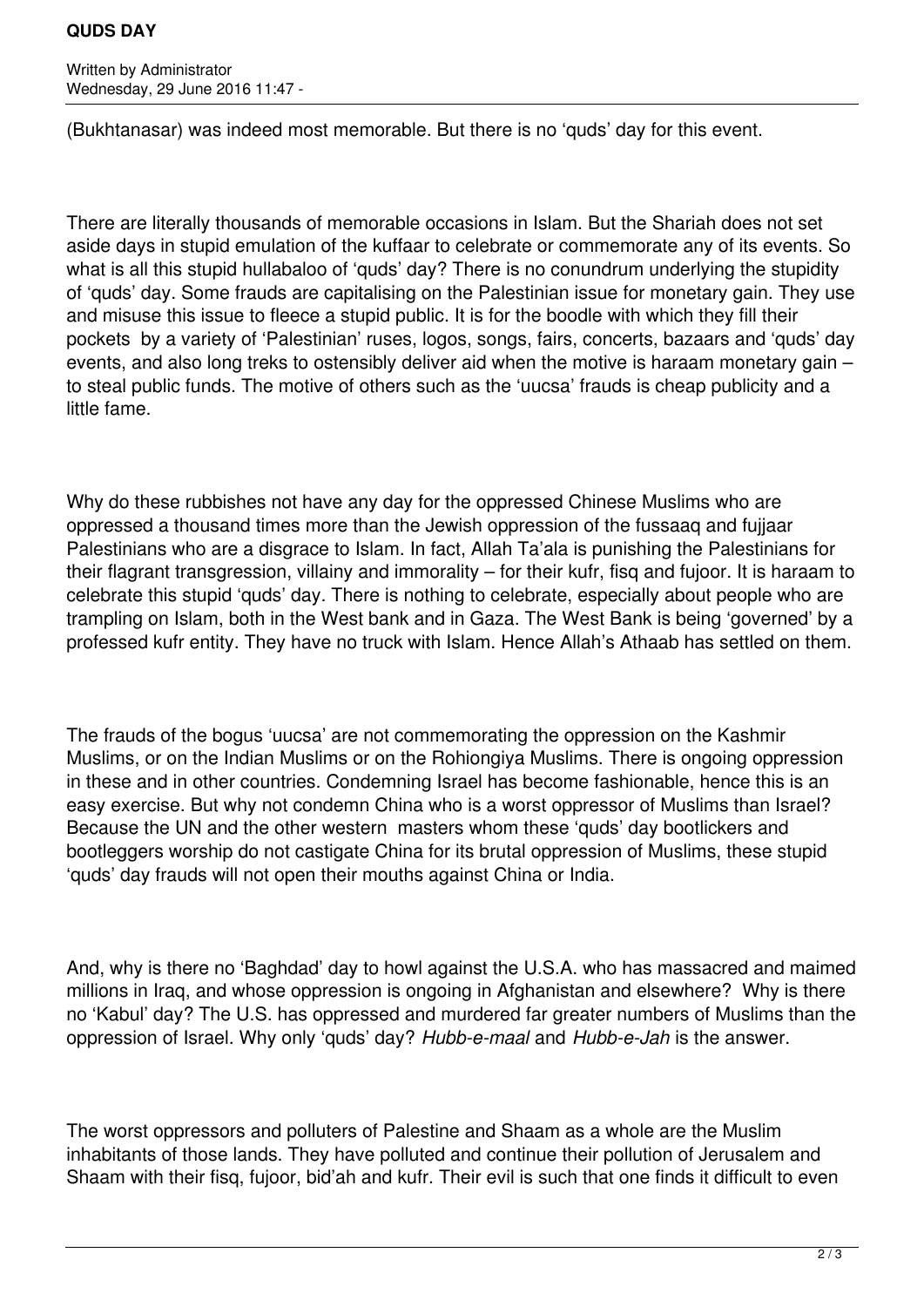(Bukhtanasar) was indeed most memorable. But there is no 'quds' day for this event.

There are literally thousands of memorable occasions in Islam. But the Shariah does not set aside days in stupid emulation of the kuffaar to celebrate or commemorate any of its events. So what is all this stupid hullabaloo of 'quds' day? There is no conundrum underlying the stupidity of 'quds' day. Some frauds are capitalising on the Palestinian issue for monetary gain. They use and misuse this issue to fleece a stupid public. It is for the boodle with which they fill their pockets by a variety of 'Palestinian' ruses, logos, songs, fairs, concerts, bazaars and 'quds' day events, and also long treks to ostensibly deliver aid when the motive is haraam monetary gain – to steal public funds. The motive of others such as the 'uucsa' frauds is cheap publicity and a little fame.

Why do these rubbishes not have any day for the oppressed Chinese Muslims who are oppressed a thousand times more than the Jewish oppression of the fussaaq and fujjaar Palestinians who are a disgrace to Islam. In fact, Allah Ta'ala is punishing the Palestinians for their flagrant transgression, villainy and immorality – for their kufr, fisq and fujoor. It is haraam to celebrate this stupid 'quds' day. There is nothing to celebrate, especially about people who are trampling on Islam, both in the West bank and in Gaza. The West Bank is being 'governed' by a professed kufr entity. They have no truck with Islam. Hence Allah's Athaab has settled on them.

The frauds of the bogus 'uucsa' are not commemorating the oppression on the Kashmir Muslims, or on the Indian Muslims or on the Rohiongiya Muslims. There is ongoing oppression in these and in other countries. Condemning Israel has become fashionable, hence this is an easy exercise. But why not condemn China who is a worst oppressor of Muslims than Israel? Because the UN and the other western masters whom these 'quds' day bootlickers and bootleggers worship do not castigate China for its brutal oppression of Muslims, these stupid 'quds' day frauds will not open their mouths against China or India.

And, why is there no 'Baghdad' day to howl against the U.S.A. who has massacred and maimed millions in Iraq, and whose oppression is ongoing in Afghanistan and elsewhere? Why is there no 'Kabul' day? The U.S. has oppressed and murdered far greater numbers of Muslims than the oppression of Israel. Why only 'quds' day? *Hubb-e-maal* and *Hubb-e-Jah* is the answer.

The worst oppressors and polluters of Palestine and Shaam as a whole are the Muslim inhabitants of those lands. They have polluted and continue their pollution of Jerusalem and Shaam with their fisq, fujoor, bid'ah and kufr. Their evil is such that one finds it difficult to even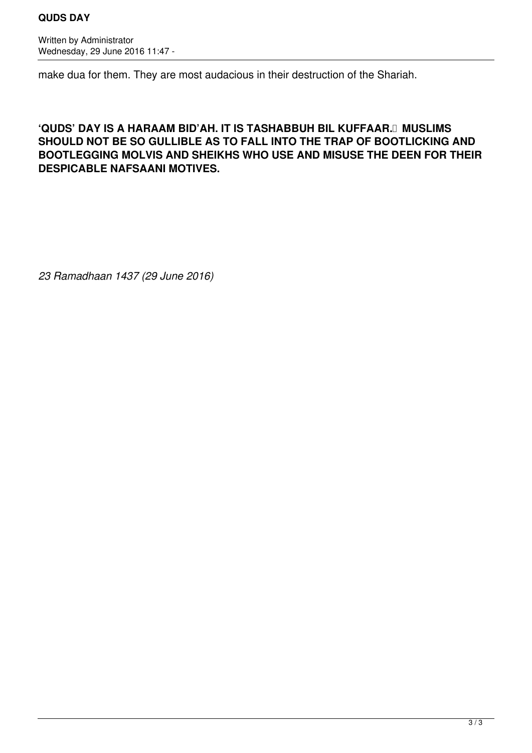make dua for them. They are most audacious in their destruction of the Shariah.

**'QUDS' DAY IS A HARAAM BID'AH. IT IS TASHABBUH BIL KUFFAAR. MUSLIMS SHOULD NOT BE SO GULLIBLE AS TO FALL INTO THE TRAP OF BOOTLICKING AND BOOTLEGGING MOLVIS AND SHEIKHS WHO USE AND MISUSE THE DEEN FOR THEIR DESPICABLE NAFSAANI MOTIVES.**

*23 Ramadhaan 1437 (29 June 2016)*